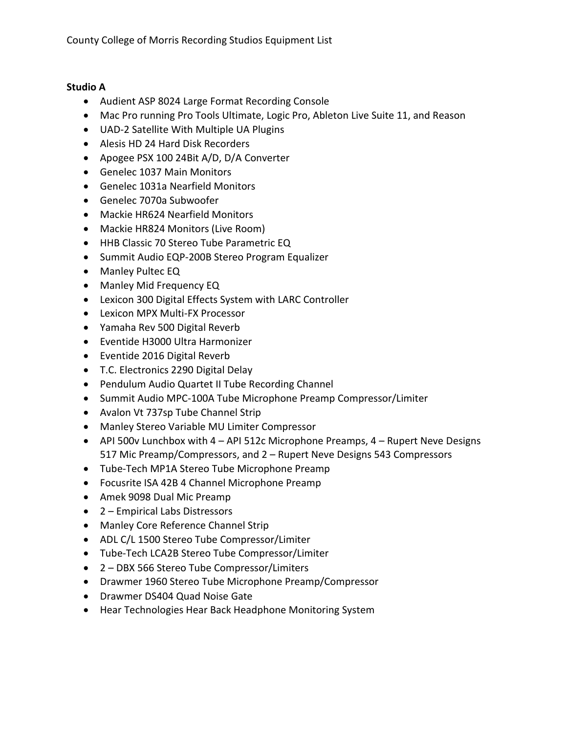County College of Morris Recording Studios Equipment List

**Studio A**

- Audient ASP 8024 Large Format Recording Console
- Mac Pro running Pro Tools Ultimate, Logic Pro, Ableton Live Suite 11, and Reason
- UAD-2 Satellite With Multiple UA Plugins
- Alesis HD 24 Hard Disk Recorders
- Apogee PSX 100 24Bit A/D, D/A Converter
- Genelec 1037 Main Monitors
- Genelec 1031a Nearfield Monitors
- Genelec 7070a Subwoofer
- Mackie HR624 Nearfield Monitors
- Mackie HR824 Monitors (Live Room)
- HHB Classic 70 Stereo Tube Parametric EQ
- Summit Audio EQP-200B Stereo Program Equalizer
- Manley Pultec EQ
- Manley Mid Frequency EQ
- Lexicon 300 Digital Effects System with LARC Controller
- Lexicon MPX Multi-FX Processor
- Yamaha Rev 500 Digital Reverb
- Eventide H3000 Ultra Harmonizer
- Eventide 2016 Digital Reverb
- T.C. Electronics 2290 Digital Delay
- Pendulum Audio Quartet II Tube Recording Channel
- Summit Audio MPC-100A Tube Microphone Preamp Compressor/Limiter
- Avalon Vt 737sp Tube Channel Strip
- Manley Stereo Variable MU Limiter Compressor
- API 500v Lunchbox with 4 – API 512c Microphone Preamps, 4 – Rupert Neve Designs 517 Mic Preamp/Compressors, and 2 – Rupert Neve Designs 543 Compressors
- Tube-Tech MP1A Stereo Tube Microphone Preamp
- Focusrite ISA 42B 4 Channel Microphone Preamp
- Amek 9098 Dual Mic Preamp
- 2 – Empirical Labs Distressors
- Manley Core Reference Channel Strip
- ADL C/L 1500 Stereo Tube Compressor/Limiter
- Tube-Tech LCA2B Stereo Tube Compressor/Limiter
- 2 – DBX 566 Stereo Tube Compressor/Limiters
- Drawmer 1960 Stereo Tube Microphone Preamp/Compressor
- Drawmer DS404 Quad Noise Gate
- Hear Technologies Hear Back Headphone Monitoring System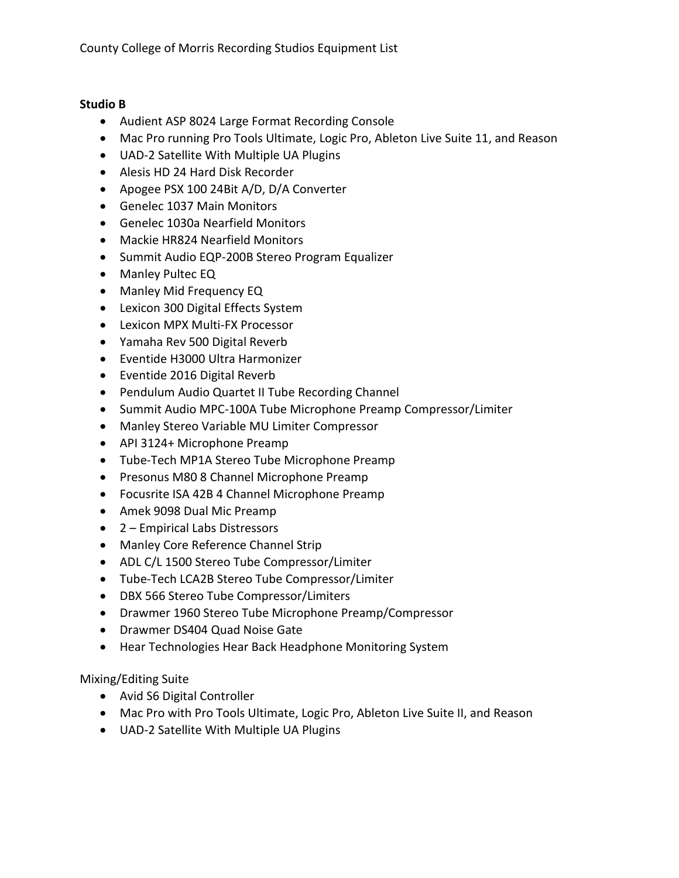## Studio B

- Audient ASP 8024 Large Format Recording Console
- Mac Pro running Pro Tools Ultimate, Logic Pro, Ableton Live Suite 11, and Reason
- UAD-2 Satellite With Multiple UA Plugins
- Alesis HD 24 Hard Disk Recorder
- Apogee PSX 100 24Bit A/D, D/A Converter
- Genelec 1037 Main Monitors
- Genelec 1030a Nearfield Monitors
- Mackie HR824 Nearfield Monitors
- Summit Audio EQP-200B Stereo Program Equalizer
- Manley Pultec EQ
- Manley Mid Frequency EQ
- Lexicon 300 Digital Effects System
- Lexicon MPX Multi-FX Processor
- Yamaha Rev 500 Digital Reverb
- Eventide H3000 Ultra Harmonizer
- Eventide 2016 Digital Reverb
- Pendulum Audio Quartet II Tube Recording Channel
- Summit Audio MPC-100A Tube Microphone Preamp Compressor/Limiter
- Manley Stereo Variable MU Limiter Compressor
- API 3124+ Microphone Preamp
- Tube-Tech MP1A Stereo Tube Microphone Preamp
- Presonus M80 8 Channel Microphone Preamp
- Focusrite ISA 42B 4 Channel Microphone Preamp
- Amek 9098 Dual Mic Preamp
- 2 – Empirical Labs Distressors
- Manley Core Reference Channel Strip
- ADL C/L 1500 Stereo Tube Compressor/Limiter
- Tube-Tech LCA2B Stereo Tube Compressor/Limiter
- DBX 566 Stereo Tube Compressor/Limiters
- Drawmer 1960 Stereo Tube Microphone Preamp/Compressor
- Drawmer DS404 Quad Noise Gate
- Hear Technologies Hear Back Headphone Monitoring System

Mixing/Editing Suite

- Avid S6 Digital Controller
- Mac Pro with Pro Tools Ultimate, Logic Pro, Ableton Live Suite II, and Reason
- UAD-2 Satellite With Multiple UA Plugins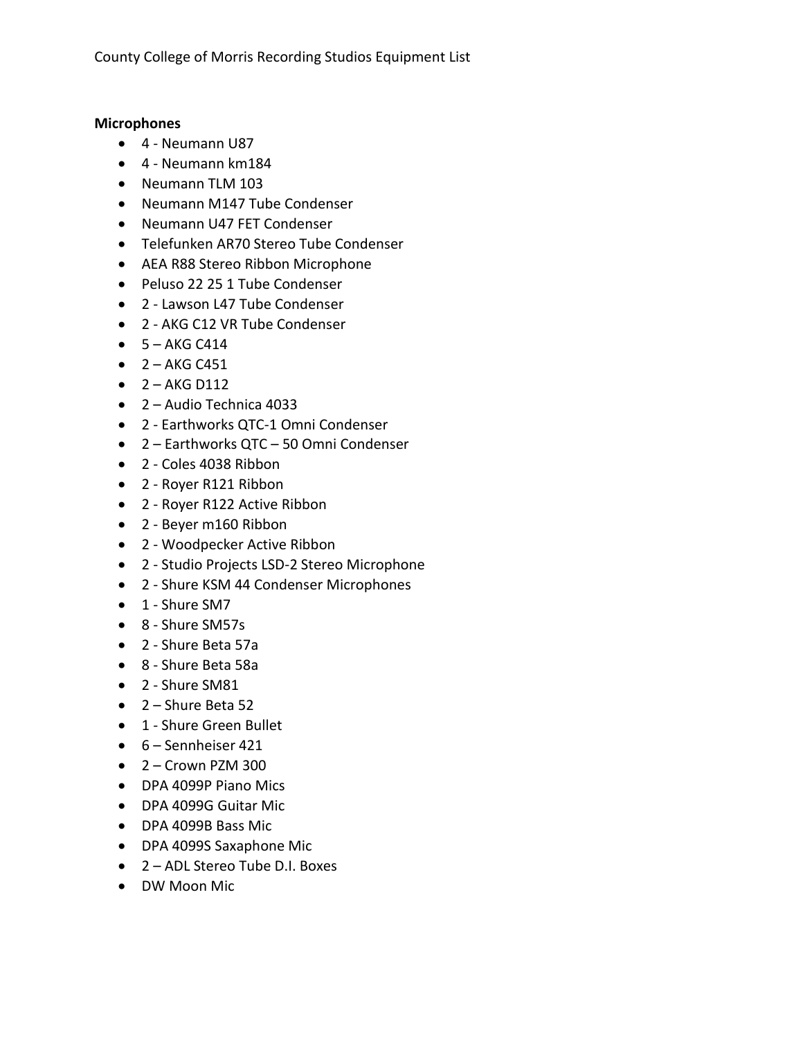County College of Morris Recording Studios Equipment List

**Microphones**

- 4 - Neumann U87
- 4 - Neumann km184
- Neumann TLM 103
- Neumann M147 Tube Condenser
- Neumann U47 FET Condenser
- Telefunken AR70 Stereo Tube Condenser
- AEA R88 Stereo Ribbon Microphone
- Peluso 22 25 1 Tube Condenser
- 2 - Lawson L47 Tube Condenser
- 2 - AKG C12 VR Tube Condenser
- 5 – AKG C414
- 2 – AKG C451
- 2 – AKG D112
- 2 – Audio Technica 4033
- 2 - Earthworks QTC-1 Omni Condenser
- 2 – Earthworks QTC – 50 Omni Condenser
- 2 - Coles 4038 Ribbon
- 2 - Royer R121 Ribbon
- 2 - Royer R122 Active Ribbon
- 2 - Beyer m160 Ribbon
- 2 - Woodpecker Active Ribbon
- 2 - Studio Projects LSD-2 Stereo Microphone
- 2 - Shure KSM 44 Condenser Microphones
- 1 - Shure SM7
- 8 - Shure SM57s
- 2 - Shure Beta 57a
- 8 - Shure Beta 58a
- 2 - Shure SM81
- 2 – Shure Beta 52
- 1 - Shure Green Bullet
- 6 – Sennheiser 421
- 2 – Crown PZM 300
- DPA 4099P Piano Mics
- DPA 4099G Guitar Mic
- DPA 4099B Bass Mic
- DPA 4099S Saxaphone Mic
- 2 – ADL Stereo Tube D.I. Boxes
- DW Moon Mic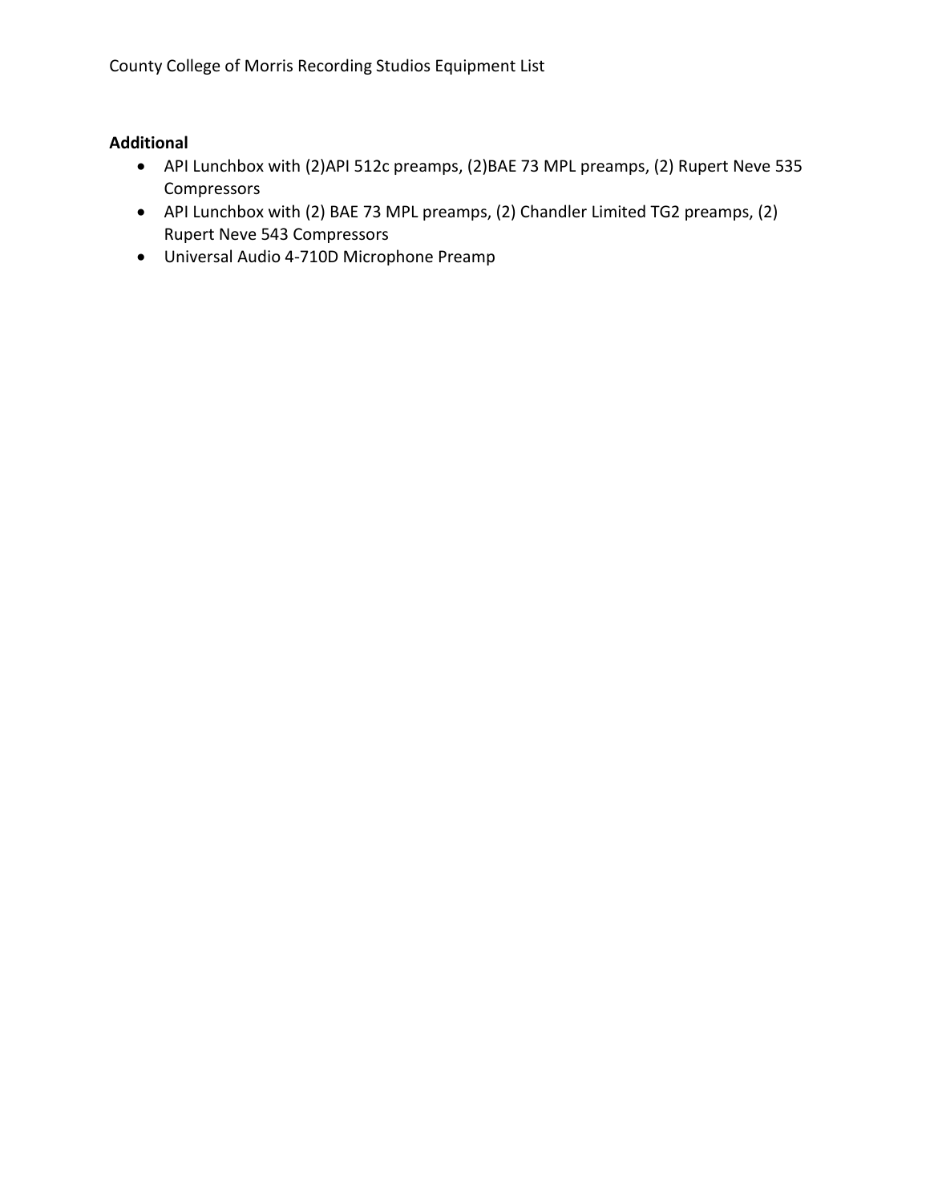**Additional**

- API Lunchbox with (2)API 512c preamps, (2)BAE 73 MPL preamps, (2) Rupert Neve 535 Compressors
- API Lunchbox with (2) BAE 73 MPL preamps, (2) Chandler Limited TG2 preamps, (2) Rupert Neve 543 Compressors
- Universal Audio 4-710D Microphone Preamp